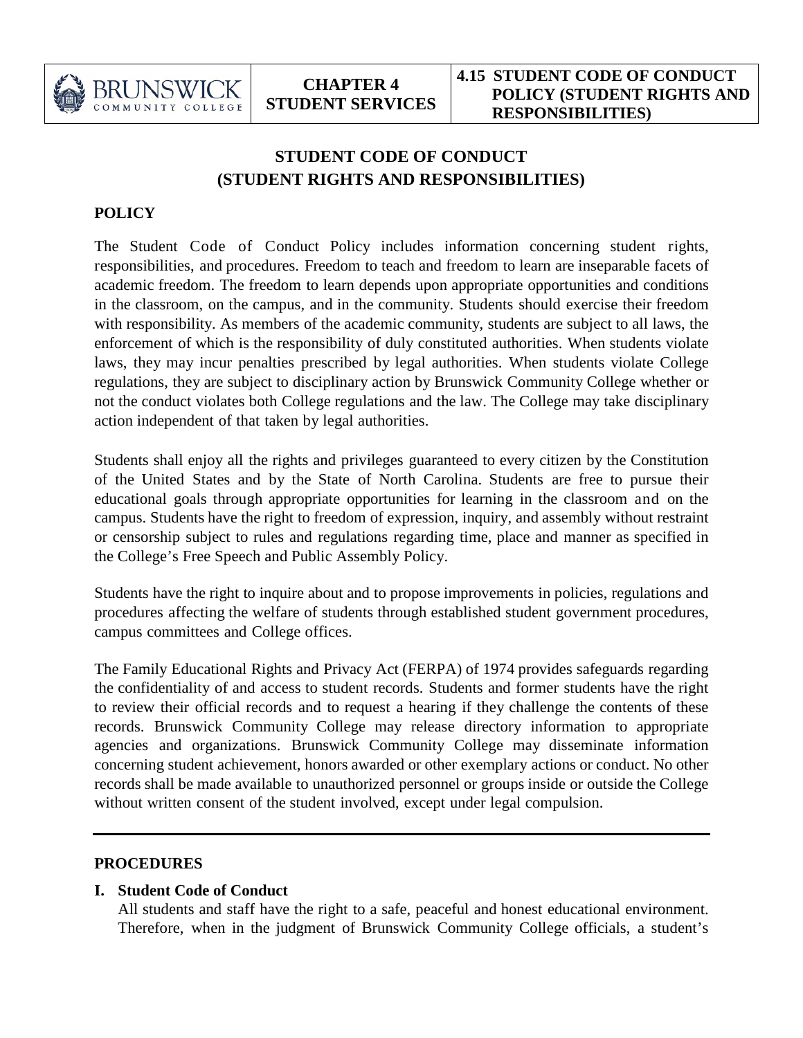# STUDENT CODE OF CONDUCT (STUDENT RIGHTS AND RESPONSIBILITIES)

## POLICY

The Student Code of Conduct Policy includes information concerning student rights, responsibilities, and procedures. Freedom to teach and freedom to learn are inseparable facets of academic freedom. The freedom to learn depends upon appropriate opportunities and conditions in the classroom, on the campus, and in the community. Students should exercise their freedom with responsibility. As members of the academic community, students are subject to all laws, the enforcement of which is the responsibility of duly constituted authorities. When students violate laws, they may incur penalties prescribed by legal authorities. When students violate College regulations, they are subject to disciplinary action by Brunswick Community College whether or not the conduct violates both College regulations and the law. The College may take disciplinary action independent of that taken by legal authorities.

Students shall enjoy all the rights and privileges guaranteed to every citizen by the Constitution of the United States and by the State of North Carolina. Students are free to pursue their educational goals through appropriate opportunities for learning in the classroom and on the campus. Students have the right to freedom of expression, inquiry, and assembly without restraint or censorship subject to rules and regulations regarding time, place and manner as specified in the College's Free Speech and Public Assembly Policy.

Students have the right to inquire about and to propose improvements in policies, regulations and procedures affecting the welfare of students through established student government procedures, campus committees and College offices.

The Family Educational Rights and Privacy Act (FERPA) of 1974 provides safeguards regarding the confidentiality of and access to student records. Students and former students have the right to review their official records and to request a hearing if they challenge the contents of these records. Brunswick Community College may release directory information to appropriate agencies and organizations. Brunswick Community College may disseminate information concerning student achievement, honors awarded or other exemplary actions or conduct. No other records shall be made available to unauthorized personnel or groups inside or outside the College without written consent of the student involved, except under legal compulsion.

---

## PROCEDURES

### I. Student Code of Conduct

All students and staff have the right to a safe, peaceful and honest educational environment. Therefore, when in the judgment of Brunswick Community College officials, a student's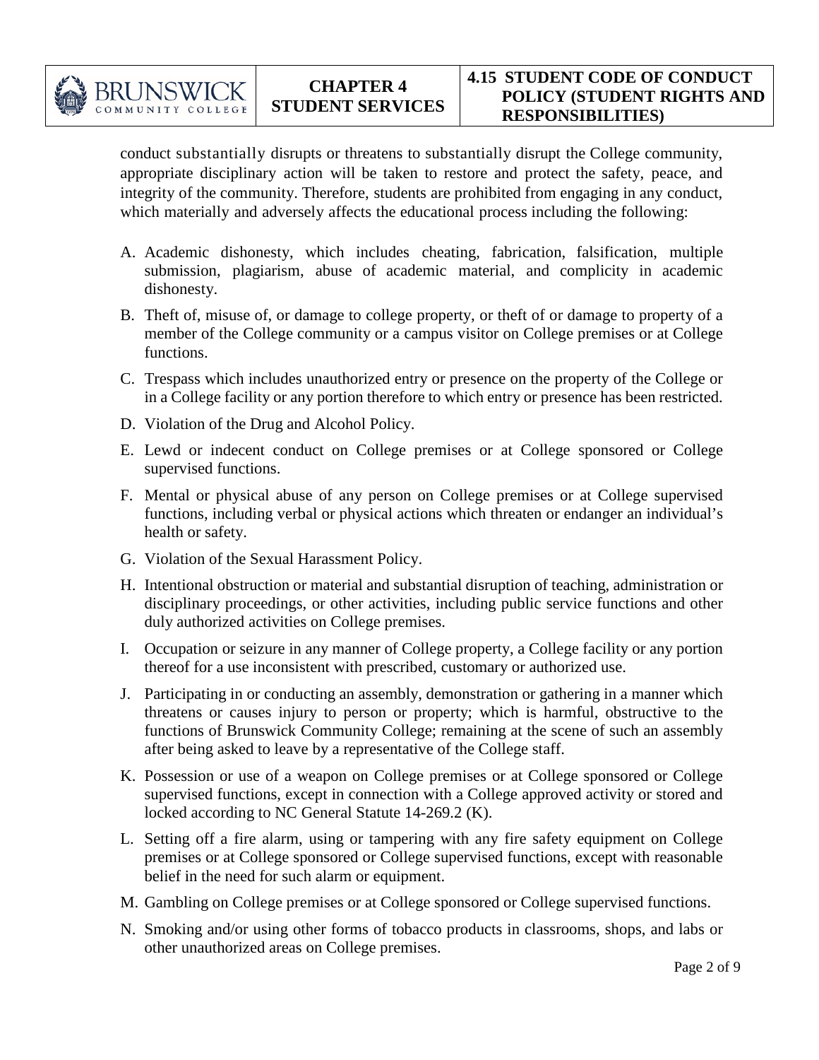conduct substantially disrupts or threatens to substantially disrupt the College community, appropriate disciplinary action will be taken to restore and protect the safety, peace, and integrity of the community. Therefore, students are prohibited from engaging in any conduct, which materially and adversely affects the educational process including the following:

A. Academic dishonesty, which includes cheating, fabrication, falsification, multiple submission, plagiarism, abuse of academic material, and complicity in academic dishonesty.

B. Theft of, misuse of, or damage to college property, or theft of or damage to property of a member of the College community or a campus visitor on College premises or at College functions.

C. Trespass which includes unauthorized entry or presence on the property of the College or in a College facility or any portion therefore to which entry or presence has been restricted.

D. Violation of the Drug and Alcohol Policy.

E. Lewd or indecent conduct on College premises or at College sponsored or College supervised functions.

F. Mental or physical abuse of any person on College premises or at College supervised functions, including verbal or physical actions which threaten or endanger an individual's health or safety.

G. Violation of the Sexual Harassment Policy.

H. Intentional obstruction or material and substantial disruption of teaching, administration or disciplinary proceedings, or other activities, including public service functions and other duly authorized activities on College premises.

I. Occupation or seizure in any manner of College property, a College facility or any portion thereof for a use inconsistent with prescribed, customary or authorized use.

J. Participating in or conducting an assembly, demonstration or gathering in a manner which threatens or causes injury to person or property; which is harmful, obstructive to the functions of Brunswick Community College; remaining at the scene of such an assembly after being asked to leave by a representative of the College staff.

K. Possession or use of a weapon on College premises or at College sponsored or College supervised functions, except in connection with a College approved activity or stored and locked according to NC General Statute 14-269.2 (K).

L. Setting off a fire alarm, using or tampering with any fire safety equipment on College premises or at College sponsored or College supervised functions, except with reasonable belief in the need for such alarm or equipment.

M. Gambling on College premises or at College sponsored or College supervised functions.

N. Smoking and/or using other forms of tobacco products in classrooms, shops, and labs or other unauthorized areas on College premises.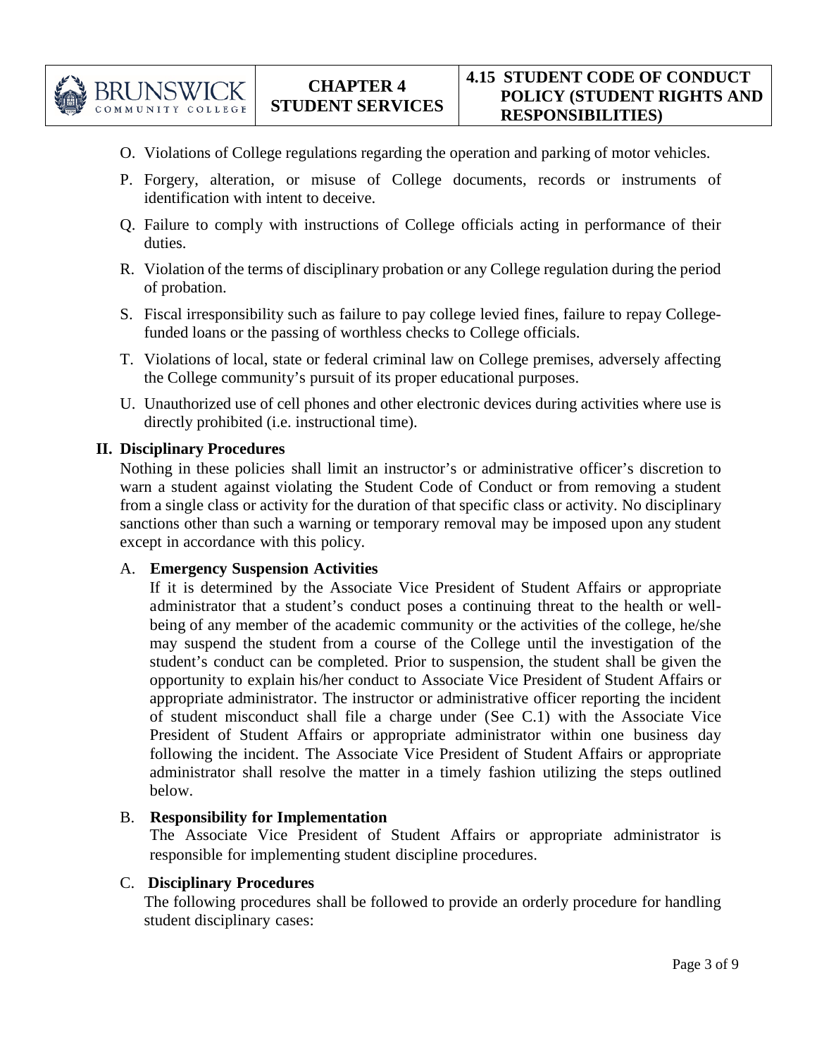O. Violations of College regulations regarding the operation and parking of motor vehicles.

P. Forgery, alteration, or misuse of College documents, records or instruments of identification with intent to deceive.

Q. Failure to comply with instructions of College officials acting in performance of their duties.

R. Violation of the terms of disciplinary probation or any College regulation during the period of probation.

S. Fiscal irresponsibility such as failure to pay college levied fines, failure to repay College-funded loans or the passing of worthless checks to College officials.

T. Violations of local, state or federal criminal law on College premises, adversely affecting the College community's pursuit of its proper educational purposes.

U. Unauthorized use of cell phones and other electronic devices during activities where use is directly prohibited (i.e. instructional time).

## II. Disciplinary Procedures

Nothing in these policies shall limit an instructor's or administrative officer's discretion to warn a student against violating the Student Code of Conduct or from removing a student from a single class or activity for the duration of that specific class or activity. No disciplinary sanctions other than such a warning or temporary removal may be imposed upon any student except in accordance with this policy.

### A. Emergency Suspension Activities

If it is determined by the Associate Vice President of Student Affairs or appropriate administrator that a student's conduct poses a continuing threat to the health or well-being of any member of the academic community or the activities of the college, he/she may suspend the student from a course of the College until the investigation of the student's conduct can be completed. Prior to suspension, the student shall be given the opportunity to explain his/her conduct to Associate Vice President of Student Affairs or appropriate administrator. The instructor or administrative officer reporting the incident of student misconduct shall file a charge under (See C.1) with the Associate Vice President of Student Affairs or appropriate administrator within one business day following the incident. The Associate Vice President of Student Affairs or appropriate administrator shall resolve the matter in a timely fashion utilizing the steps outlined below.

### B. Responsibility for Implementation

The Associate Vice President of Student Affairs or appropriate administrator is responsible for implementing student discipline procedures.

### C. Disciplinary Procedures

The following procedures shall be followed to provide an orderly procedure for handling student disciplinary cases: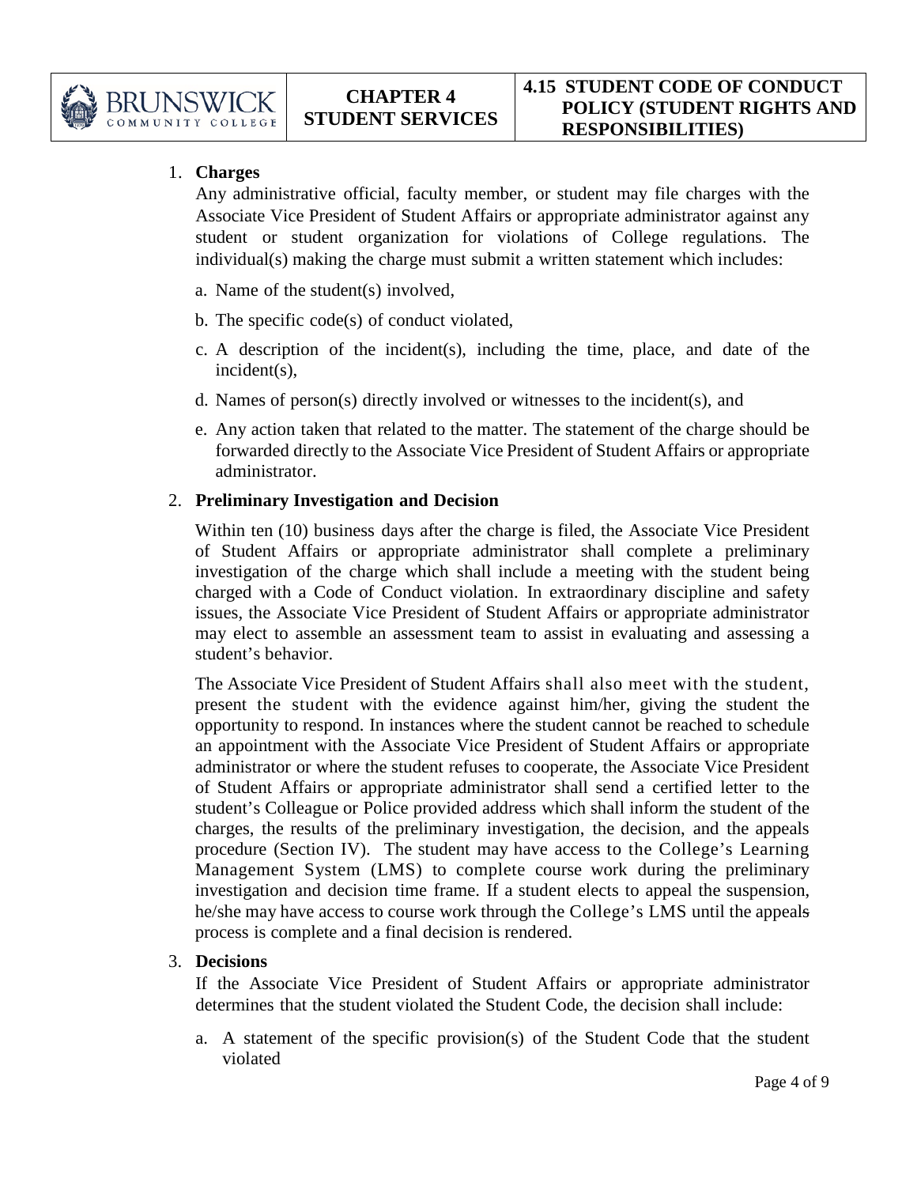1. **Charges**

   Any administrative official, faculty member, or student may file charges with the Associate Vice President of Student Affairs or appropriate administrator against any student or student organization for violations of College regulations. The individual(s) making the charge must submit a written statement which includes:

   a. Name of the student(s) involved,

   b. The specific code(s) of conduct violated,

   c. A description of the incident(s), including the time, place, and date of the incident(s),

   d. Names of person(s) directly involved or witnesses to the incident(s), and

   e. Any action taken that related to the matter. The statement of the charge should be forwarded directly to the Associate Vice President of Student Affairs or appropriate administrator.

2. **Preliminary Investigation and Decision**

   Within ten (10) business days after the charge is filed, the Associate Vice President of Student Affairs or appropriate administrator shall complete a preliminary investigation of the charge which shall include a meeting with the student being charged with a Code of Conduct violation. In extraordinary discipline and safety issues, the Associate Vice President of Student Affairs or appropriate administrator may elect to assemble an assessment team to assist in evaluating and assessing a student's behavior.

   The Associate Vice President of Student Affairs shall also meet with the student, present the student with the evidence against him/her, giving the student the opportunity to respond. In instances where the student cannot be reached to schedule an appointment with the Associate Vice President of Student Affairs or appropriate administrator or where the student refuses to cooperate, the Associate Vice President of Student Affairs or appropriate administrator shall send a certified letter to the student's Colleague or Police provided address which shall inform the student of the charges, the results of the preliminary investigation, the decision, and the appeals procedure (Section IV). The student may have access to the College's Learning Management System (LMS) to complete course work during the preliminary investigation and decision time frame. If a student elects to appeal the suspension, he/she may have access to course work through the College's LMS until the appeals process is complete and a final decision is rendered.

3. **Decisions**

   If the Associate Vice President of Student Affairs or appropriate administrator determines that the student violated the Student Code, the decision shall include:

   a. A statement of the specific provision(s) of the Student Code that the student violated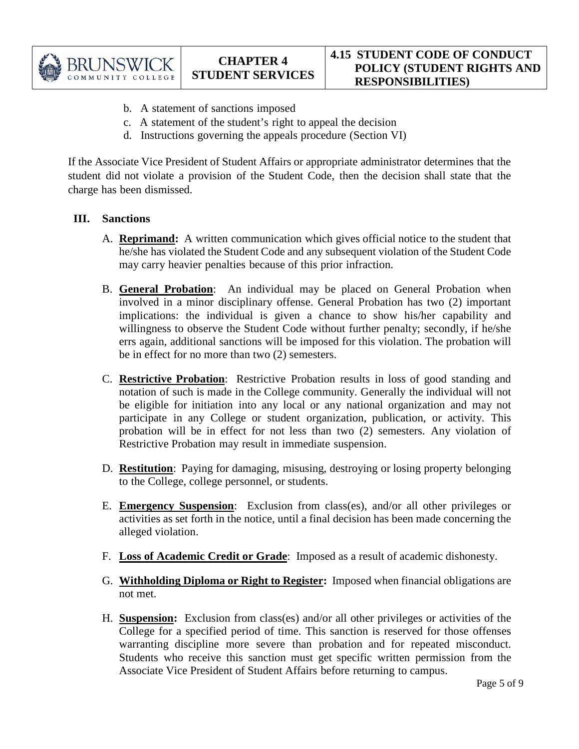b. A statement of sanctions imposed
c. A statement of the student's right to appeal the decision
d. Instructions governing the appeals procedure (Section VI)

If the Associate Vice President of Student Affairs or appropriate administrator determines that the student did not violate a provision of the Student Code, then the decision shall state that the charge has been dismissed.

## III. Sanctions

A. **Reprimand:** A written communication which gives official notice to the student that he/she has violated the Student Code and any subsequent violation of the Student Code may carry heavier penalties because of this prior infraction.

B. **General Probation**: An individual may be placed on General Probation when involved in a minor disciplinary offense. General Probation has two (2) important implications: the individual is given a chance to show his/her capability and willingness to observe the Student Code without further penalty; secondly, if he/she errs again, additional sanctions will be imposed for this violation. The probation will be in effect for no more than two (2) semesters.

C. **Restrictive Probation**: Restrictive Probation results in loss of good standing and notation of such is made in the College community. Generally the individual will not be eligible for initiation into any local or any national organization and may not participate in any College or student organization, publication, or activity. This probation will be in effect for not less than two (2) semesters. Any violation of Restrictive Probation may result in immediate suspension.

D. **Restitution**: Paying for damaging, misusing, destroying or losing property belonging to the College, college personnel, or students.

E. **Emergency Suspension**: Exclusion from class(es), and/or all other privileges or activities as set forth in the notice, until a final decision has been made concerning the alleged violation.

F. **Loss of Academic Credit or Grade**: Imposed as a result of academic dishonesty.

G. **Withholding Diploma or Right to Register:** Imposed when financial obligations are not met.

H. **Suspension:** Exclusion from class(es) and/or all other privileges or activities of the College for a specified period of time. This sanction is reserved for those offenses warranting discipline more severe than probation and for repeated misconduct. Students who receive this sanction must get specific written permission from the Associate Vice President of Student Affairs before returning to campus.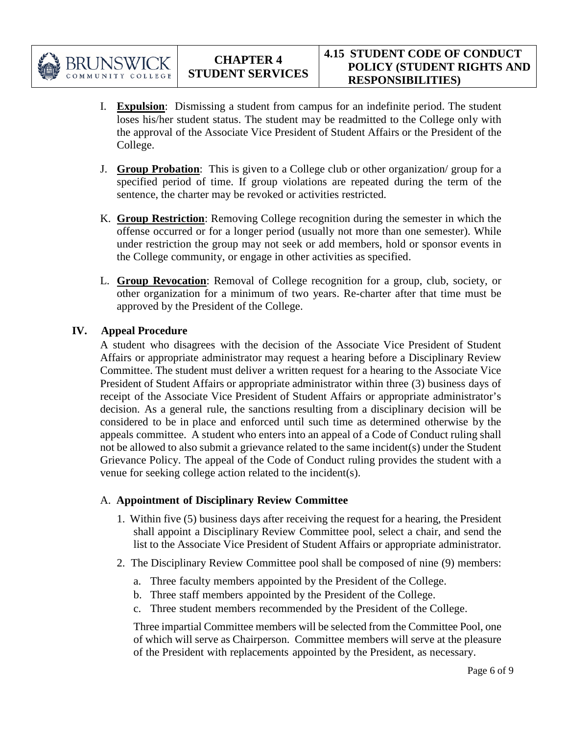I. **Expulsion**: Dismissing a student from campus for an indefinite period. The student loses his/her student status. The student may be readmitted to the College only with the approval of the Associate Vice President of Student Affairs or the President of the College.

J. **Group Probation**: This is given to a College club or other organization/ group for a specified period of time. If group violations are repeated during the term of the sentence, the charter may be revoked or activities restricted.

K. **Group Restriction**: Removing College recognition during the semester in which the offense occurred or for a longer period (usually not more than one semester). While under restriction the group may not seek or add members, hold or sponsor events in the College community, or engage in other activities as specified.

L. **Group Revocation**: Removal of College recognition for a group, club, society, or other organization for a minimum of two years. Re-charter after that time must be approved by the President of the College.

## IV. Appeal Procedure

A student who disagrees with the decision of the Associate Vice President of Student Affairs or appropriate administrator may request a hearing before a Disciplinary Review Committee. The student must deliver a written request for a hearing to the Associate Vice President of Student Affairs or appropriate administrator within three (3) business days of receipt of the Associate Vice President of Student Affairs or appropriate administrator's decision. As a general rule, the sanctions resulting from a disciplinary decision will be considered to be in place and enforced until such time as determined otherwise by the appeals committee. A student who enters into an appeal of a Code of Conduct ruling shall not be allowed to also submit a grievance related to the same incident(s) under the Student Grievance Policy. The appeal of the Code of Conduct ruling provides the student with a venue for seeking college action related to the incident(s).

### A. Appointment of Disciplinary Review Committee

1. Within five (5) business days after receiving the request for a hearing, the President shall appoint a Disciplinary Review Committee pool, select a chair, and send the list to the Associate Vice President of Student Affairs or appropriate administrator.
2. The Disciplinary Review Committee pool shall be composed of nine (9) members:
   a. Three faculty members appointed by the President of the College.
   b. Three staff members appointed by the President of the College.
   c. Three student members recommended by the President of the College.

   Three impartial Committee members will be selected from the Committee Pool, one of which will serve as Chairperson. Committee members will serve at the pleasure of the President with replacements appointed by the President, as necessary.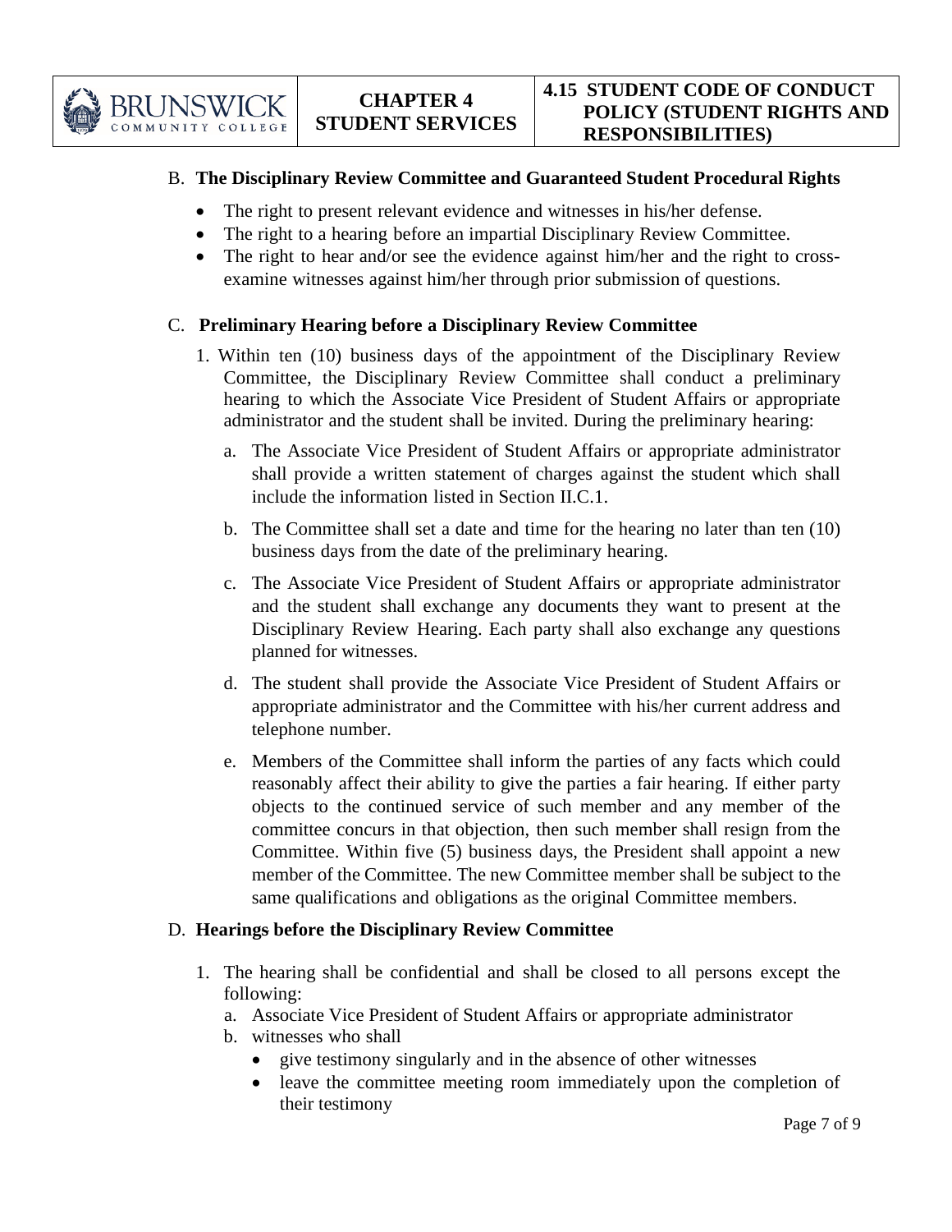B. **The Disciplinary Review Committee and Guaranteed Student Procedural Rights**

- The right to present relevant evidence and witnesses in his/her defense.
- The right to a hearing before an impartial Disciplinary Review Committee.
- The right to hear and/or see the evidence against him/her and the right to cross-examine witnesses against him/her through prior submission of questions.

C. **Preliminary Hearing before a Disciplinary Review Committee**

1. Within ten (10) business days of the appointment of the Disciplinary Review Committee, the Disciplinary Review Committee shall conduct a preliminary hearing to which the Associate Vice President of Student Affairs or appropriate administrator and the student shall be invited. During the preliminary hearing:

    a. The Associate Vice President of Student Affairs or appropriate administrator shall provide a written statement of charges against the student which shall include the information listed in Section II.C.1.

    b. The Committee shall set a date and time for the hearing no later than ten (10) business days from the date of the preliminary hearing.

    c. The Associate Vice President of Student Affairs or appropriate administrator and the student shall exchange any documents they want to present at the Disciplinary Review Hearing. Each party shall also exchange any questions planned for witnesses.

    d. The student shall provide the Associate Vice President of Student Affairs or appropriate administrator and the Committee with his/her current address and telephone number.

    e. Members of the Committee shall inform the parties of any facts which could reasonably affect their ability to give the parties a fair hearing. If either party objects to the continued service of such member and any member of the committee concurs in that objection, then such member shall resign from the Committee. Within five (5) business days, the President shall appoint a new member of the Committee. The new Committee member shall be subject to the same qualifications and obligations as the original Committee members.

D. **Hearings before the Disciplinary Review Committee**

1. The hearing shall be confidential and shall be closed to all persons except the following:
    a. Associate Vice President of Student Affairs or appropriate administrator
    b. witnesses who shall
        - give testimony singularly and in the absence of other witnesses
        - leave the committee meeting room immediately upon the completion of their testimony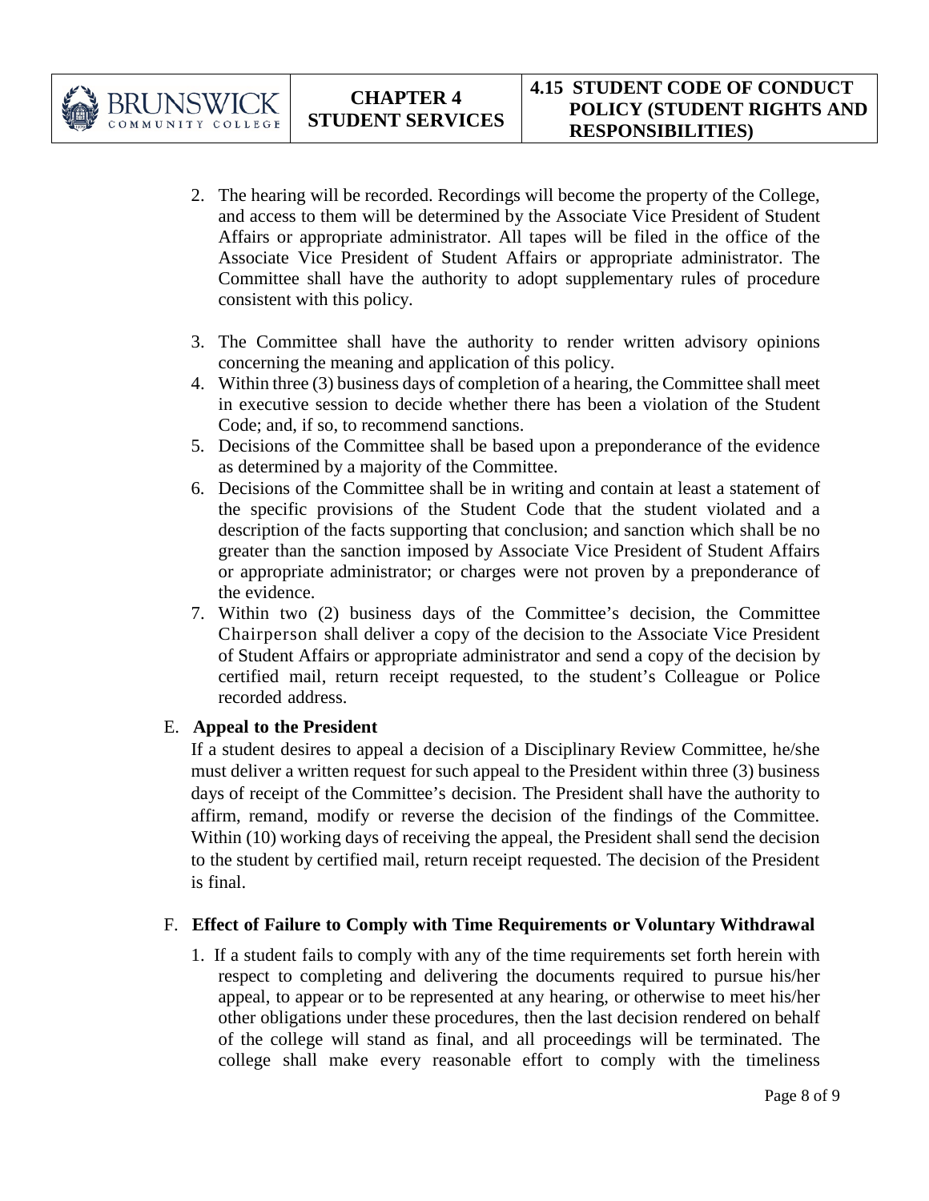2. The hearing will be recorded. Recordings will become the property of the College, and access to them will be determined by the Associate Vice President of Student Affairs or appropriate administrator. All tapes will be filed in the office of the Associate Vice President of Student Affairs or appropriate administrator. The Committee shall have the authority to adopt supplementary rules of procedure consistent with this policy.

3. The Committee shall have the authority to render written advisory opinions concerning the meaning and application of this policy.
4. Within three (3) business days of completion of a hearing, the Committee shall meet in executive session to decide whether there has been a violation of the Student Code; and, if so, to recommend sanctions.
5. Decisions of the Committee shall be based upon a preponderance of the evidence as determined by a majority of the Committee.
6. Decisions of the Committee shall be in writing and contain at least a statement of the specific provisions of the Student Code that the student violated and a description of the facts supporting that conclusion; and sanction which shall be no greater than the sanction imposed by Associate Vice President of Student Affairs or appropriate administrator; or charges were not proven by a preponderance of the evidence.
7. Within two (2) business days of the Committee's decision, the Committee Chairperson shall deliver a copy of the decision to the Associate Vice President of Student Affairs or appropriate administrator and send a copy of the decision by certified mail, return receipt requested, to the student's Colleague or Police recorded address.

E. **Appeal to the President**

If a student desires to appeal a decision of a Disciplinary Review Committee, he/she must deliver a written request for such appeal to the President within three (3) business days of receipt of the Committee's decision. The President shall have the authority to affirm, remand, modify or reverse the decision of the findings of the Committee. Within (10) working days of receiving the appeal, the President shall send the decision to the student by certified mail, return receipt requested. The decision of the President is final.

F. **Effect of Failure to Comply with Time Requirements or Voluntary Withdrawal**

1. If a student fails to comply with any of the time requirements set forth herein with respect to completing and delivering the documents required to pursue his/her appeal, to appear or to be represented at any hearing, or otherwise to meet his/her other obligations under these procedures, then the last decision rendered on behalf of the college will stand as final, and all proceedings will be terminated. The college shall make every reasonable effort to comply with the timeliness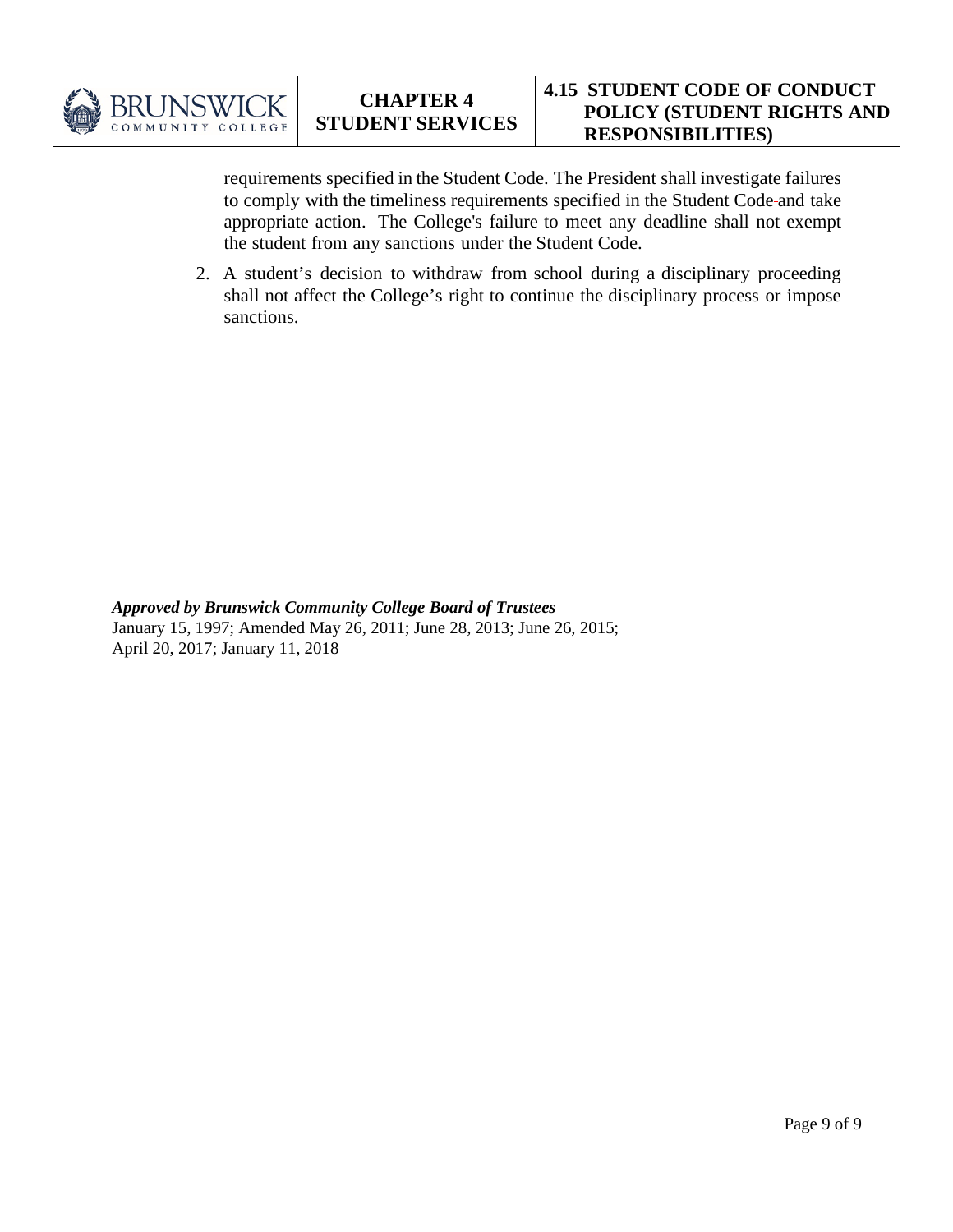requirements specified in the Student Code. The President shall investigate failures to comply with the timeliness requirements specified in the Student Code and take appropriate action. The College's failure to meet any deadline shall not exempt the student from any sanctions under the Student Code.

2. A student's decision to withdraw from school during a disciplinary proceeding shall not affect the College's right to continue the disciplinary process or impose sanctions.

***Approved by Brunswick Community College Board of Trustees***
January 15, 1997; Amended May 26, 2011; June 28, 2013; June 26, 2015; April 20, 2017; January 11, 2018